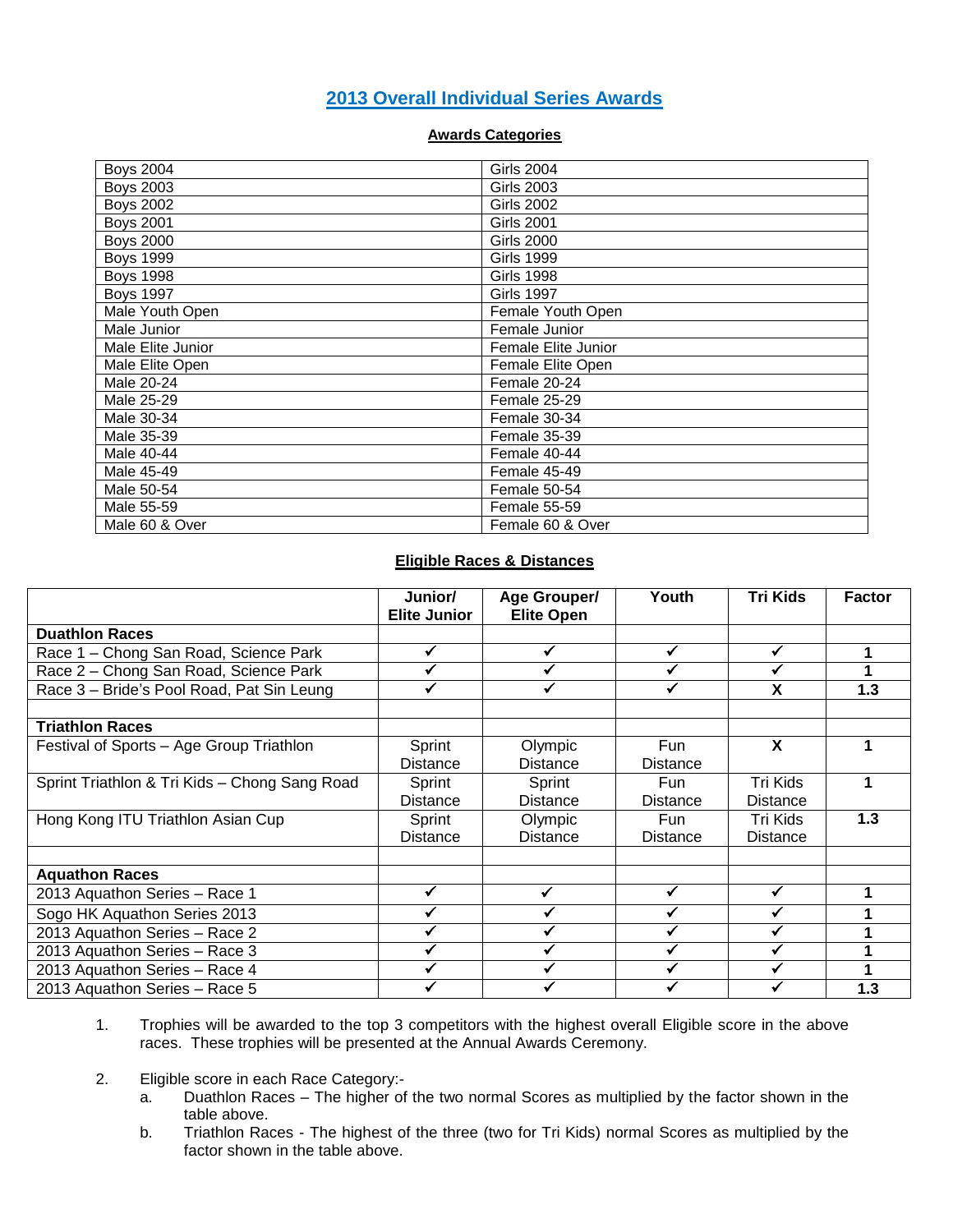# 2013 Overall Individual Series Awards

## Awards Categories

| | |
|---|---|
| Boys 2004 | Girls 2004 |
| Boys 2003 | Girls 2003 |
| Boys 2002 | Girls 2002 |
| Boys 2001 | Girls 2001 |
| Boys 2000 | Girls 2000 |
| Boys 1999 | Girls 1999 |
| Boys 1998 | Girls 1998 |
| Boys 1997 | Girls 1997 |
| Male Youth Open | Female Youth Open |
| Male Junior | Female Junior |
| Male Elite Junior | Female Elite Junior |
| Male Elite Open | Female Elite Open |
| Male 20-24 | Female 20-24 |
| Male 25-29 | Female 25-29 |
| Male 30-34 | Female 30-34 |
| Male 35-39 | Female 35-39 |
| Male 40-44 | Female 40-44 |
| Male 45-49 | Female 45-49 |
| Male 50-54 | Female 50-54 |
| Male 55-59 | Female 55-59 |
| Male 60 & Over | Female 60 & Over |

## Eligible Races & Distances

| | Junior/ Elite Junior | Age Grouper/ Elite Open | Youth | Tri Kids | Factor |
|---|---|---|---|---|---|
| **Duathlon Races** | | | | | |
| Race 1 – Chong San Road, Science Park | ✓ | ✓ | ✓ | ✓ | 1 |
| Race 2 – Chong San Road, Science Park | ✓ | ✓ | ✓ | ✓ | 1 |
| Race 3 – Bride's Pool Road, Pat Sin Leung | ✓ | ✓ | ✓ | X | 1.3 |
| | | | | | |
| **Triathlon Races** | | | | | |
| Festival of Sports – Age Group Triathlon | Sprint Distance | Olympic Distance | Fun Distance | X | 1 |
| Sprint Triathlon & Tri Kids – Chong Sang Road | Sprint Distance | Sprint Distance | Fun Distance | Tri Kids Distance | 1 |
| Hong Kong ITU Triathlon Asian Cup | Sprint Distance | Olympic Distance | Fun Distance | Tri Kids Distance | 1.3 |
| | | | | | |
| **Aquathon Races** | | | | | |
| 2013 Aquathon Series – Race 1 | ✓ | ✓ | ✓ | ✓ | 1 |
| Sogo HK Aquathon Series 2013 | ✓ | ✓ | ✓ | ✓ | 1 |
| 2013 Aquathon Series – Race 2 | ✓ | ✓ | ✓ | ✓ | 1 |
| 2013 Aquathon Series – Race 3 | ✓ | ✓ | ✓ | ✓ | 1 |
| 2013 Aquathon Series – Race 4 | ✓ | ✓ | ✓ | ✓ | 1 |
| 2013 Aquathon Series – Race 5 | ✓ | ✓ | ✓ | ✓ | 1.3 |

1. Trophies will be awarded to the top 3 competitors with the highest overall Eligible score in the above races. These trophies will be presented at the Annual Awards Ceremony.

2. Eligible score in each Race Category:-
   a. Duathlon Races – The higher of the two normal Scores as multiplied by the factor shown in the table above.
   b. Triathlon Races - The highest of the three (two for Tri Kids) normal Scores as multiplied by the factor shown in the table above.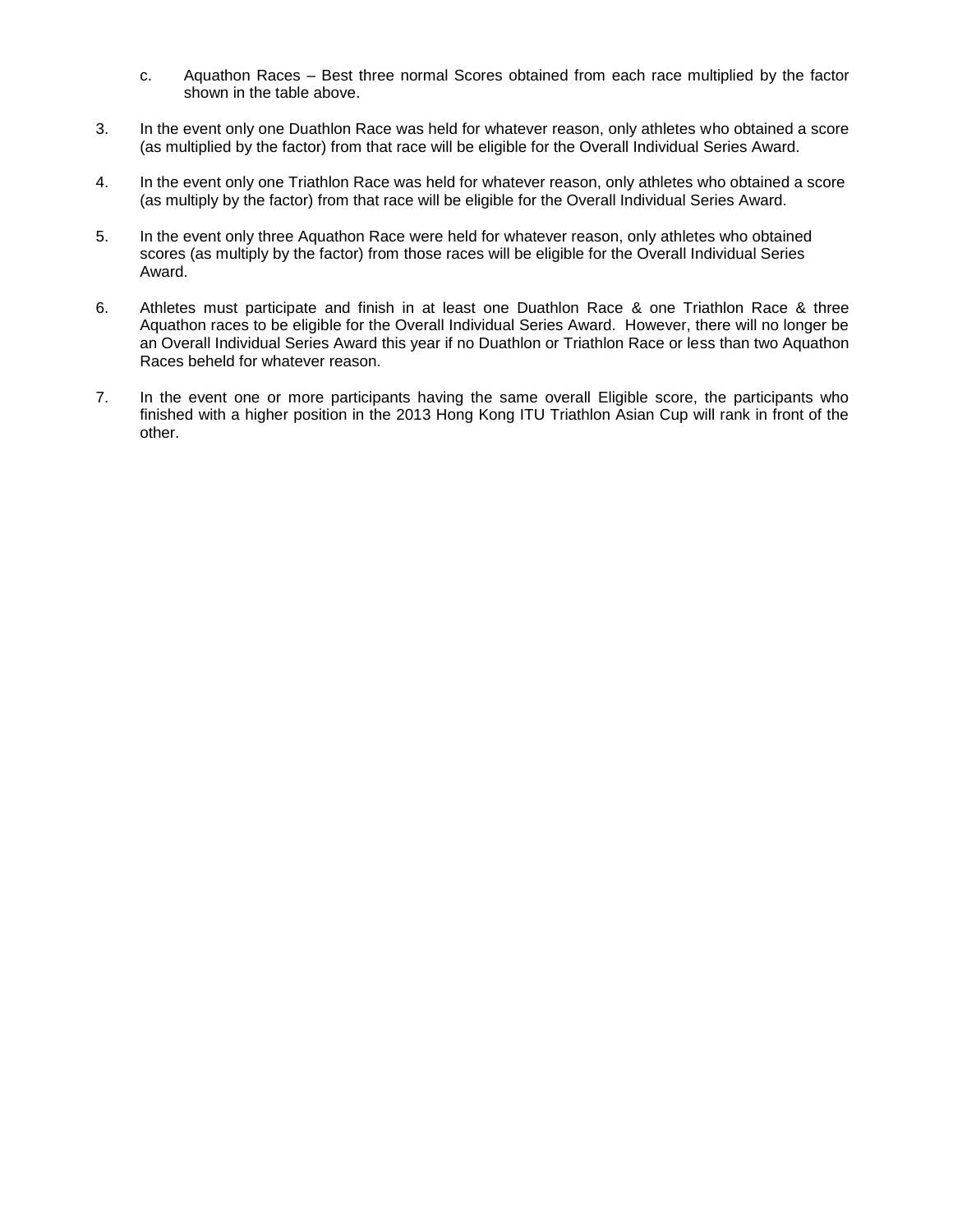c. Aquathon Races – Best three normal Scores obtained from each race multiplied by the factor shown in the table above.

3. In the event only one Duathlon Race was held for whatever reason, only athletes who obtained a score (as multiplied by the factor) from that race will be eligible for the Overall Individual Series Award.

4. In the event only one Triathlon Race was held for whatever reason, only athletes who obtained a score (as multiply by the factor) from that race will be eligible for the Overall Individual Series Award.

5. In the event only three Aquathon Race were held for whatever reason, only athletes who obtained scores (as multiply by the factor) from those races will be eligible for the Overall Individual Series Award.

6. Athletes must participate and finish in at least one Duathlon Race & one Triathlon Race & three Aquathon races to be eligible for the Overall Individual Series Award. However, there will no longer be an Overall Individual Series Award this year if no Duathlon or Triathlon Race or less than two Aquathon Races beheld for whatever reason.

7. In the event one or more participants having the same overall Eligible score, the participants who finished with a higher position in the 2013 Hong Kong ITU Triathlon Asian Cup will rank in front of the other.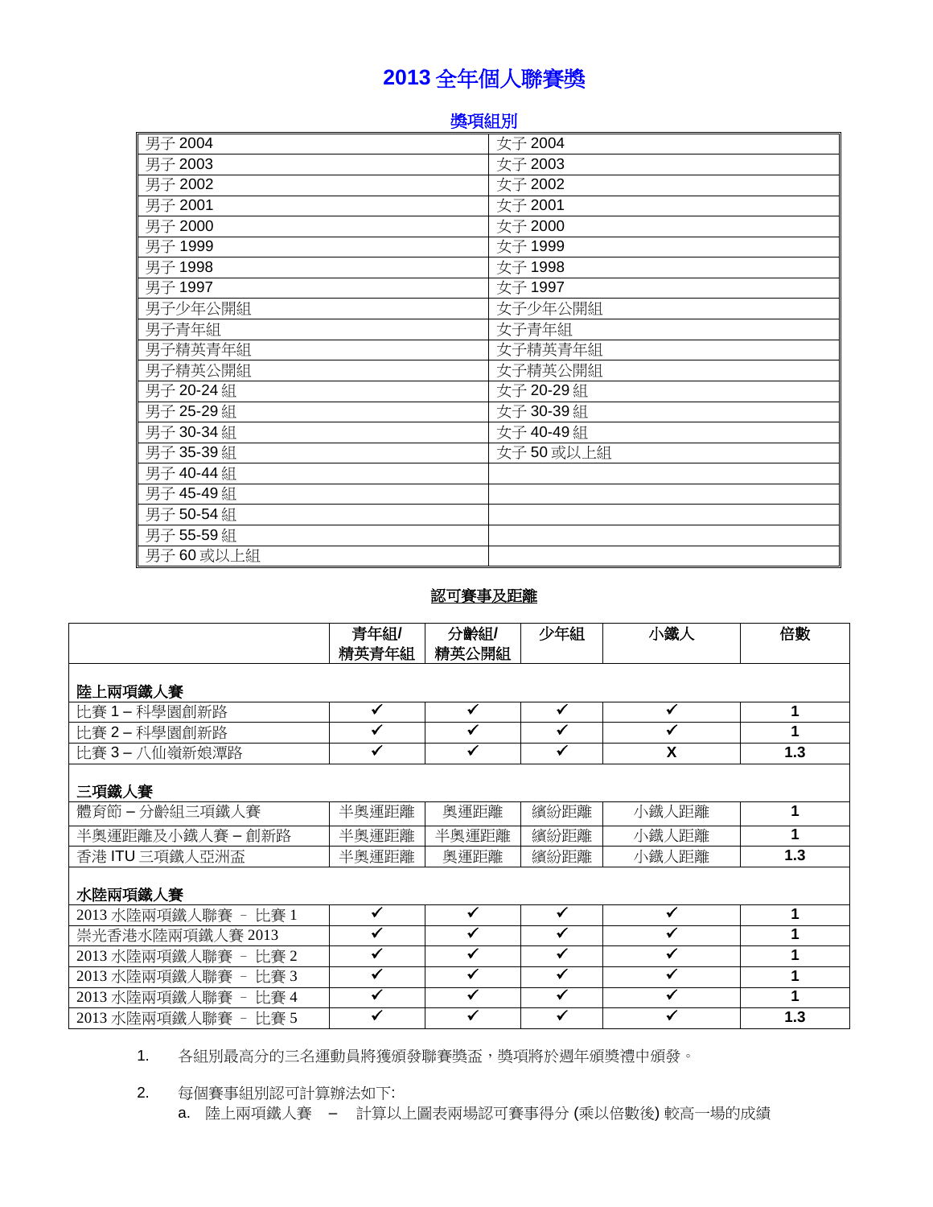# 2013 全年個人聯賽獎

## 獎項組別

| | |
|---|---|
| 男子 2004 | 女子 2004 |
| 男子 2003 | 女子 2003 |
| 男子 2002 | 女子 2002 |
| 男子 2001 | 女子 2001 |
| 男子 2000 | 女子 2000 |
| 男子 1999 | 女子 1999 |
| 男子 1998 | 女子 1998 |
| 男子 1997 | 女子 1997 |
| 男子少年公開組 | 女子少年公開組 |
| 男子青年組 | 女子青年組 |
| 男子精英青年組 | 女子精英青年組 |
| 男子精英公開組 | 女子精英公開組 |
| 男子 20-24 組 | 女子 20-29 組 |
| 男子 25-29 組 | 女子 30-39 組 |
| 男子 30-34 組 | 女子 40-49 組 |
| 男子 35-39 組 | 女子 50 或以上組 |
| 男子 40-44 組 | |
| 男子 45-49 組 | |
| 男子 50-54 組 | |
| 男子 55-59 組 | |
| 男子 60 或以上組 | |

## 認可賽事及距離

| | 青年組/精英青年組 | 分齡組/精英公開組 | 少年組 | 小鐵人 | 倍數 |
|---|---|---|---|---|---|
| **陸上兩項鐵人賽** | | | | | |
| 比賽 1 – 科學園創新路 | ✓ | ✓ | ✓ | ✓ | **1** |
| 比賽 2 – 科學園創新路 | ✓ | ✓ | ✓ | ✓ | **1** |
| 比賽 3 – 八仙嶺新娘潭路 | ✓ | ✓ | ✓ | **X** | **1.3** |
| **三項鐵人賽** | | | | | |
| 體育節 – 分齡組三項鐵人賽 | 半奧運距離 | 奧運距離 | 繽紛距離 | 小鐵人距離 | **1** |
| 半奧運距離及小鐵人賽 – 創新路 | 半奧運距離 | 半奧運距離 | 繽紛距離 | 小鐵人距離 | **1** |
| 香港 ITU 三項鐵人亞洲盃 | 半奧運距離 | 奧運距離 | 繽紛距離 | 小鐵人距離 | **1.3** |
| **水陸兩項鐵人賽** | | | | | |
| 2013 水陸兩項鐵人聯賽 – 比賽 1 | ✓ | ✓ | ✓ | ✓ | **1** |
| 崇光香港水陸兩項鐵人賽 2013 | ✓ | ✓ | ✓ | ✓ | **1** |
| 2013 水陸兩項鐵人聯賽 – 比賽 2 | ✓ | ✓ | ✓ | ✓ | **1** |
| 2013 水陸兩項鐵人聯賽 – 比賽 3 | ✓ | ✓ | ✓ | ✓ | **1** |
| 2013 水陸兩項鐵人聯賽 – 比賽 4 | ✓ | ✓ | ✓ | ✓ | **1** |
| 2013 水陸兩項鐵人聯賽 – 比賽 5 | ✓ | ✓ | ✓ | ✓ | **1.3** |

1. 各組別最高分的三名運動員將獲頒發聯賽獎盃，獎項將於週年頒獎禮中頒發。

2. 每個賽事組別認可計算辦法如下:
   a. 陸上兩項鐵人賽 – 計算以上圖表兩場認可賽事得分 (乘以倍數後) 較高一場的成績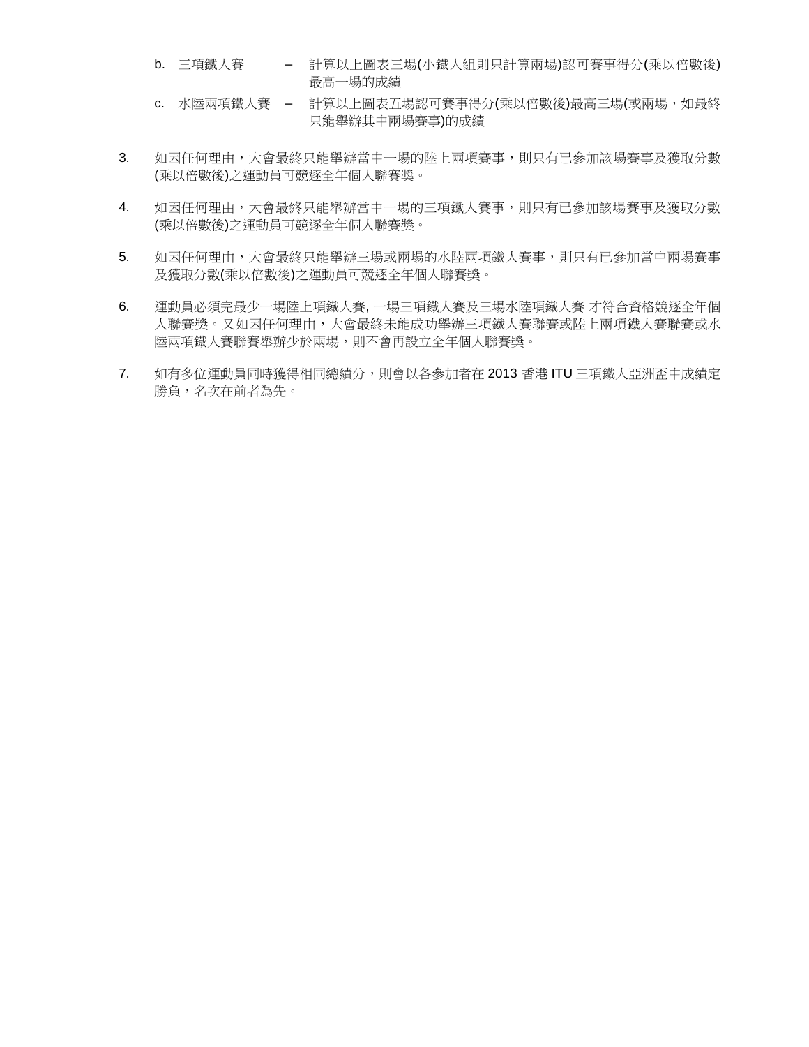b. 三項鐵人賽 – 計算以上圖表三場(小鐵人組則只計算兩場)認可賽事得分(乘以倍數後)最高一場的成績

c. 水陸兩項鐵人賽 – 計算以上圖表五場認可賽事得分(乘以倍數後)最高三場(或兩場，如最終只能舉辦其中兩場賽事)的成績

3. 如因任何理由，大會最終只能舉辦當中一場的陸上兩項賽事，則只有已參加該場賽事及獲取分數(乘以倍數後)之運動員可競逐全年個人聯賽獎。

4. 如因任何理由，大會最終只能舉辦當中一場的三項鐵人賽事，則只有已參加該場賽事及獲取分數(乘以倍數後)之運動員可競逐全年個人聯賽獎。

5. 如因任何理由，大會最終只能舉辦三場或兩場的水陸兩項鐵人賽事，則只有已參加當中兩場賽事及獲取分數(乘以倍數後)之運動員可競逐全年個人聯賽獎。

6. 運動員必須完最少一場陸上項鐵人賽, 一場三項鐵人賽及三場水陸項鐵人賽 才符合資格競逐全年個人聯賽獎。又如因任何理由，大會最終未能成功舉辦三項鐵人賽聯賽或陸上兩項鐵人賽聯賽或水陸兩項鐵人賽聯賽舉辦少於兩場，則不會再設立全年個人聯賽獎。

7. 如有多位運動員同時獲得相同總績分，則會以各參加者在 2013 香港 ITU 三項鐵人亞洲盃中成績定勝負，名次在前者為先。